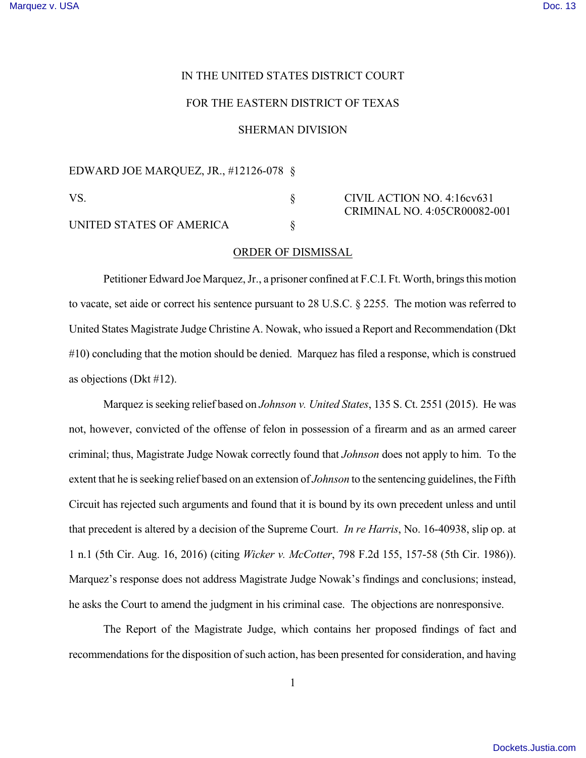IN THE UNITED STATES DISTRICT COURT

FOR THE EASTERN DISTRICT OF TEXAS

SHERMAN DIVISION

| | | |
|---|---|---|
| EDWARD JOE MARQUEZ, JR., #12126-078 | § | |
| VS. | § | CIVIL ACTION NO. 4:16cv631<br>CRIMINAL NO. 4:05CR00082-001 |
| UNITED STATES OF AMERICA | § | |

ORDER OF DISMISSAL

Petitioner Edward Joe Marquez, Jr., a prisoner confined at F.C.I. Ft. Worth, brings this motion to vacate, set aide or correct his sentence pursuant to 28 U.S.C. § 2255. The motion was referred to United States Magistrate Judge Christine A. Nowak, who issued a Report and Recommendation (Dkt #10) concluding that the motion should be denied. Marquez has filed a response, which is construed as objections (Dkt #12).

Marquez is seeking relief based on *Johnson v. United States*, 135 S. Ct. 2551 (2015). He was not, however, convicted of the offense of felon in possession of a firearm and as an armed career criminal; thus, Magistrate Judge Nowak correctly found that *Johnson* does not apply to him. To the extent that he is seeking relief based on an extension of *Johnson* to the sentencing guidelines, the Fifth Circuit has rejected such arguments and found that it is bound by its own precedent unless and until that precedent is altered by a decision of the Supreme Court. *In re Harris*, No. 16-40938, slip op. at 1 n.1 (5th Cir. Aug. 16, 2016) (citing *Wicker v. McCotter*, 798 F.2d 155, 157-58 (5th Cir. 1986)). Marquez's response does not address Magistrate Judge Nowak's findings and conclusions; instead, he asks the Court to amend the judgment in his criminal case. The objections are nonresponsive.

The Report of the Magistrate Judge, which contains her proposed findings of fact and recommendations for the disposition of such action, has been presented for consideration, and having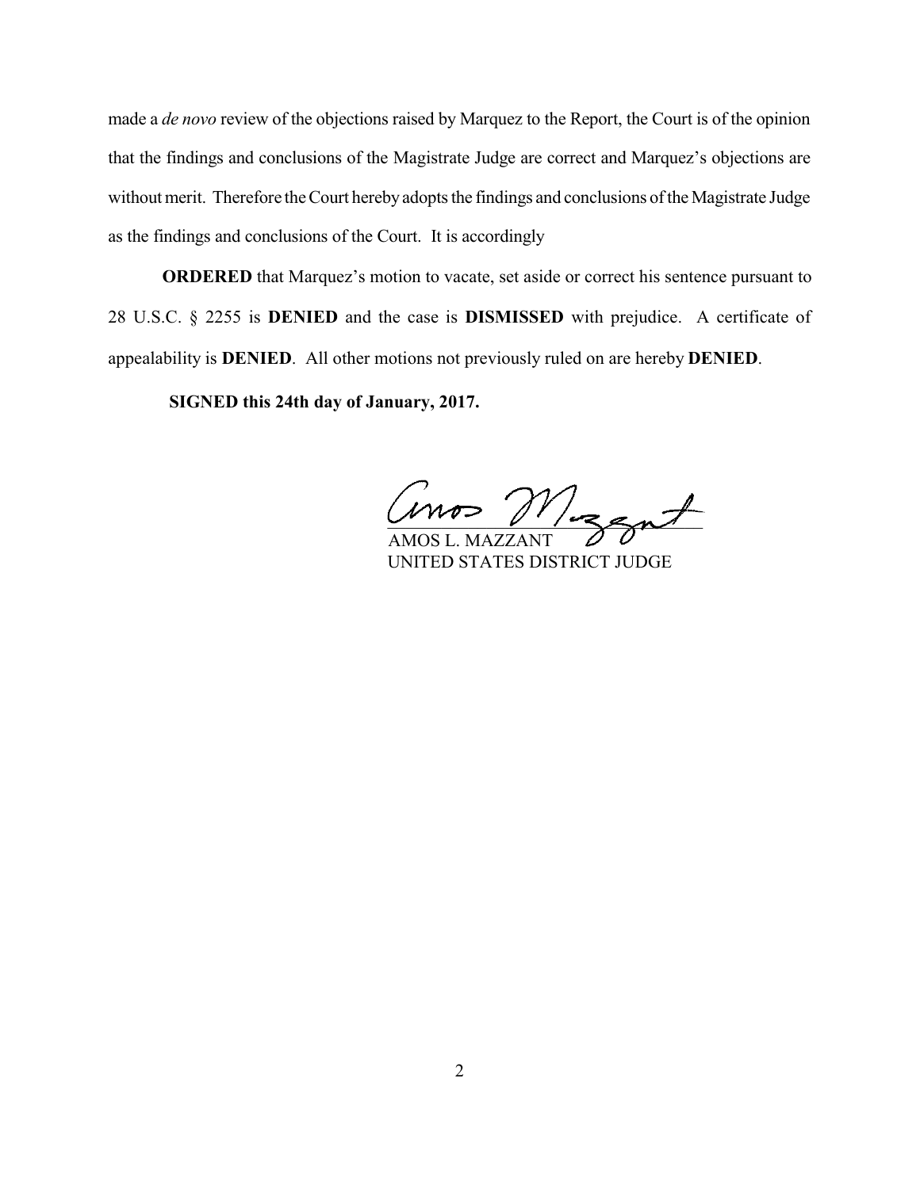made a *de novo* review of the objections raised by Marquez to the Report, the Court is of the opinion that the findings and conclusions of the Magistrate Judge are correct and Marquez's objections are without merit. Therefore the Court hereby adopts the findings and conclusions of the Magistrate Judge as the findings and conclusions of the Court. It is accordingly

**ORDERED** that Marquez's motion to vacate, set aside or correct his sentence pursuant to 28 U.S.C. § 2255 is **DENIED** and the case is **DISMISSED** with prejudice. A certificate of appealability is **DENIED**. All other motions not previously ruled on are hereby **DENIED**.

**SIGNED this 24th day of January, 2017.**

AMOS L. MAZZANT
UNITED STATES DISTRICT JUDGE